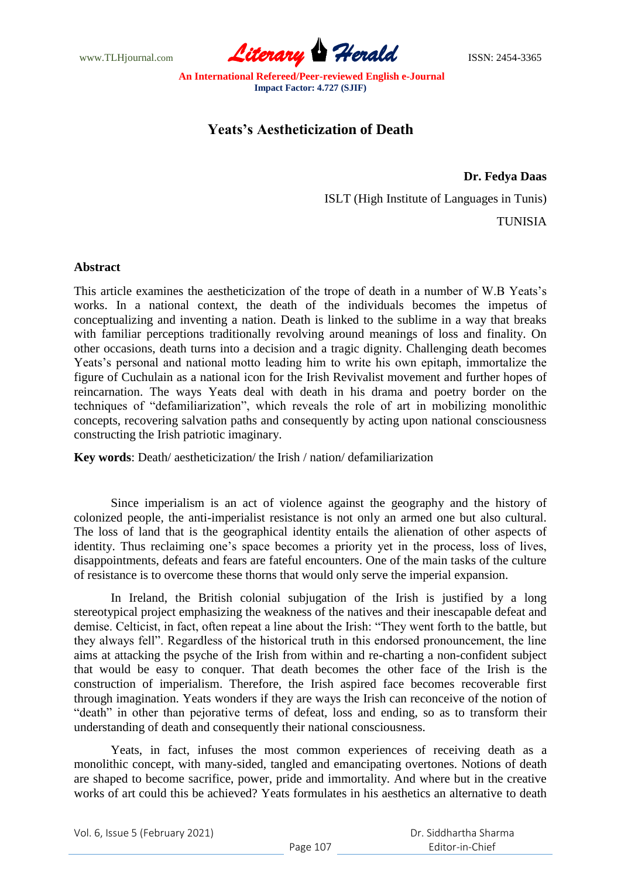# Yeats's Aestheticization of Death

**Dr. Fedya Daas**

ISLT (High Institute of Languages in Tunis)

TUNISIA

## Abstract

This article examines the aestheticization of the trope of death in a number of W.B Yeats's works. In a national context, the death of the individuals becomes the impetus of conceptualizing and inventing a nation. Death is linked to the sublime in a way that breaks with familiar perceptions traditionally revolving around meanings of loss and finality. On other occasions, death turns into a decision and a tragic dignity. Challenging death becomes Yeats's personal and national motto leading him to write his own epitaph, immortalize the figure of Cuchulain as a national icon for the Irish Revivalist movement and further hopes of reincarnation. The ways Yeats deal with death in his drama and poetry border on the techniques of "defamiliarization", which reveals the role of art in mobilizing monolithic concepts, recovering salvation paths and consequently by acting upon national consciousness constructing the Irish patriotic imaginary.

**Key words**: Death/ aestheticization/ the Irish / nation/ defamiliarization

Since imperialism is an act of violence against the geography and the history of colonized people, the anti-imperialist resistance is not only an armed one but also cultural. The loss of land that is the geographical identity entails the alienation of other aspects of identity. Thus reclaiming one's space becomes a priority yet in the process, loss of lives, disappointments, defeats and fears are fateful encounters. One of the main tasks of the culture of resistance is to overcome these thorns that would only serve the imperial expansion.

In Ireland, the British colonial subjugation of the Irish is justified by a long stereotypical project emphasizing the weakness of the natives and their inescapable defeat and demise. Celticist, in fact, often repeat a line about the Irish: "They went forth to the battle, but they always fell". Regardless of the historical truth in this endorsed pronouncement, the line aims at attacking the psyche of the Irish from within and re-charting a non-confident subject that would be easy to conquer. That death becomes the other face of the Irish is the construction of imperialism. Therefore, the Irish aspired face becomes recoverable first through imagination. Yeats wonders if they are ways the Irish can reconceive of the notion of "death" in other than pejorative terms of defeat, loss and ending, so as to transform their understanding of death and consequently their national consciousness.

Yeats, in fact, infuses the most common experiences of receiving death as a monolithic concept, with many-sided, tangled and emancipating overtones. Notions of death are shaped to become sacrifice, power, pride and immortality. And where but in the creative works of art could this be achieved? Yeats formulates in his aesthetics an alternative to death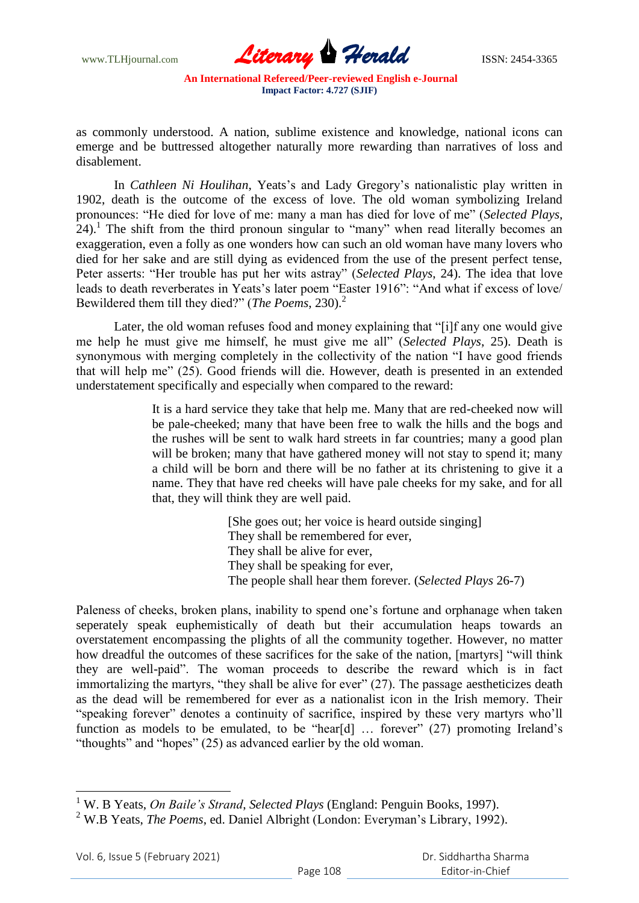as commonly understood. A nation, sublime existence and knowledge, national icons can emerge and be buttressed altogether naturally more rewarding than narratives of loss and disablement.

In *Cathleen Ni Houlihan*, Yeats's and Lady Gregory's nationalistic play written in 1902, death is the outcome of the excess of love. The old woman symbolizing Ireland pronounces: "He died for love of me: many a man has died for love of me" (*Selected Plays*, 24).[1] The shift from the third pronoun singular to "many" when read literally becomes an exaggeration, even a folly as one wonders how can such an old woman have many lovers who died for her sake and are still dying as evidenced from the use of the present perfect tense, Peter asserts: "Her trouble has put her wits astray" (*Selected Plays*, 24). The idea that love leads to death reverberates in Yeats's later poem "Easter 1916": "And what if excess of love/ Bewildered them till they died?" (*The Poems*, 230).[2]

Later, the old woman refuses food and money explaining that "[i]f any one would give me help he must give me himself, he must give me all" (*Selected Plays*, 25). Death is synonymous with merging completely in the collectivity of the nation "I have good friends that will help me" (25). Good friends will die. However, death is presented in an extended understatement specifically and especially when compared to the reward:

> It is a hard service they take that help me. Many that are red-cheeked now will be pale-cheeked; many that have been free to walk the hills and the bogs and the rushes will be sent to walk hard streets in far countries; many a good plan will be broken; many that have gathered money will not stay to spend it; many a child will be born and there will be no father at its christening to give it a name. They that have red cheeks will have pale cheeks for my sake, and for all that, they will think they are well paid.
>
> [She goes out; her voice is heard outside singing]
> They shall be remembered for ever,
> They shall be alive for ever,
> They shall be speaking for ever,
> The people shall hear them forever. (*Selected Plays* 26-7)

Paleness of cheeks, broken plans, inability to spend one's fortune and orphanage when taken seperately speak euphemistically of death but their accumulation heaps towards an overstatement encompassing the plights of all the community together. However, no matter how dreadful the outcomes of these sacrifices for the sake of the nation, [martyrs] "will think they are well-paid". The woman proceeds to describe the reward which is in fact immortalizing the martyrs, "they shall be alive for ever" (27). The passage aestheticizes death as the dead will be remembered for ever as a nationalist icon in the Irish memory. Their "speaking forever" denotes a continuity of sacrifice, inspired by these very martyrs who'll function as models to be emulated, to be "hear[d] … forever" (27) promoting Ireland's "thoughts" and "hopes" (25) as advanced earlier by the old woman.

---

[1] W. B Yeats, *On Baile's Strand*, *Selected Plays* (England: Penguin Books, 1997).

[2] W.B Yeats, *The Poems*, ed. Daniel Albright (London: Everyman's Library, 1992).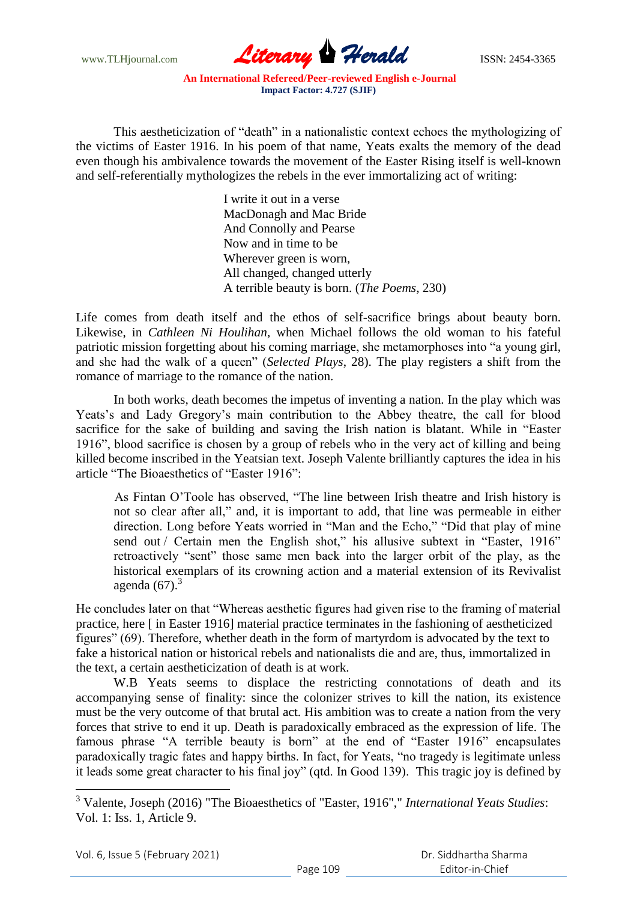This aestheticization of "death" in a nationalistic context echoes the mythologizing of the victims of Easter 1916. In his poem of that name, Yeats exalts the memory of the dead even though his ambivalence towards the movement of the Easter Rising itself is well-known and self-referentially mythologizes the rebels in the ever immortalizing act of writing:

> I write it out in a verse
> MacDonagh and Mac Bride
> And Connolly and Pearse
> Now and in time to be
> Wherever green is worn,
> All changed, changed utterly
> A terrible beauty is born. (*The Poems*, 230)

Life comes from death itself and the ethos of self-sacrifice brings about beauty born. Likewise, in *Cathleen Ni Houlihan*, when Michael follows the old woman to his fateful patriotic mission forgetting about his coming marriage, she metamorphoses into "a young girl, and she had the walk of a queen" (*Selected Plays*, 28). The play registers a shift from the romance of marriage to the romance of the nation.

In both works, death becomes the impetus of inventing a nation. In the play which was Yeats's and Lady Gregory's main contribution to the Abbey theatre, the call for blood sacrifice for the sake of building and saving the Irish nation is blatant. While in "Easter 1916", blood sacrifice is chosen by a group of rebels who in the very act of killing and being killed become inscribed in the Yeatsian text. Joseph Valente brilliantly captures the idea in his article "The Bioaesthetics of "Easter 1916":

> As Fintan O'Toole has observed, "The line between Irish theatre and Irish history is not so clear after all," and, it is important to add, that line was permeable in either direction. Long before Yeats worried in "Man and the Echo," "Did that play of mine send out / Certain men the English shot," his allusive subtext in "Easter, 1916" retroactively "sent" those same men back into the larger orbit of the play, as the historical exemplars of its crowning action and a material extension of its Revivalist agenda (67).[3]

He concludes later on that "Whereas aesthetic figures had given rise to the framing of material practice, here [ in Easter 1916] material practice terminates in the fashioning of aestheticized figures" (69). Therefore, whether death in the form of martyrdom is advocated by the text to fake a historical nation or historical rebels and nationalists die and are, thus, immortalized in the text, a certain aestheticization of death is at work.

W.B Yeats seems to displace the restricting connotations of death and its accompanying sense of finality: since the colonizer strives to kill the nation, its existence must be the very outcome of that brutal act. His ambition was to create a nation from the very forces that strive to end it up. Death is paradoxically embraced as the expression of life. The famous phrase "A terrible beauty is born" at the end of "Easter 1916" encapsulates paradoxically tragic fates and happy births. In fact, for Yeats, "no tragedy is legitimate unless it leads some great character to his final joy" (qtd. In Good 139). This tragic joy is defined by

---

[3] Valente, Joseph (2016) "The Bioaesthetics of "Easter, 1916"," *International Yeats Studies*: Vol. 1: Iss. 1, Article 9.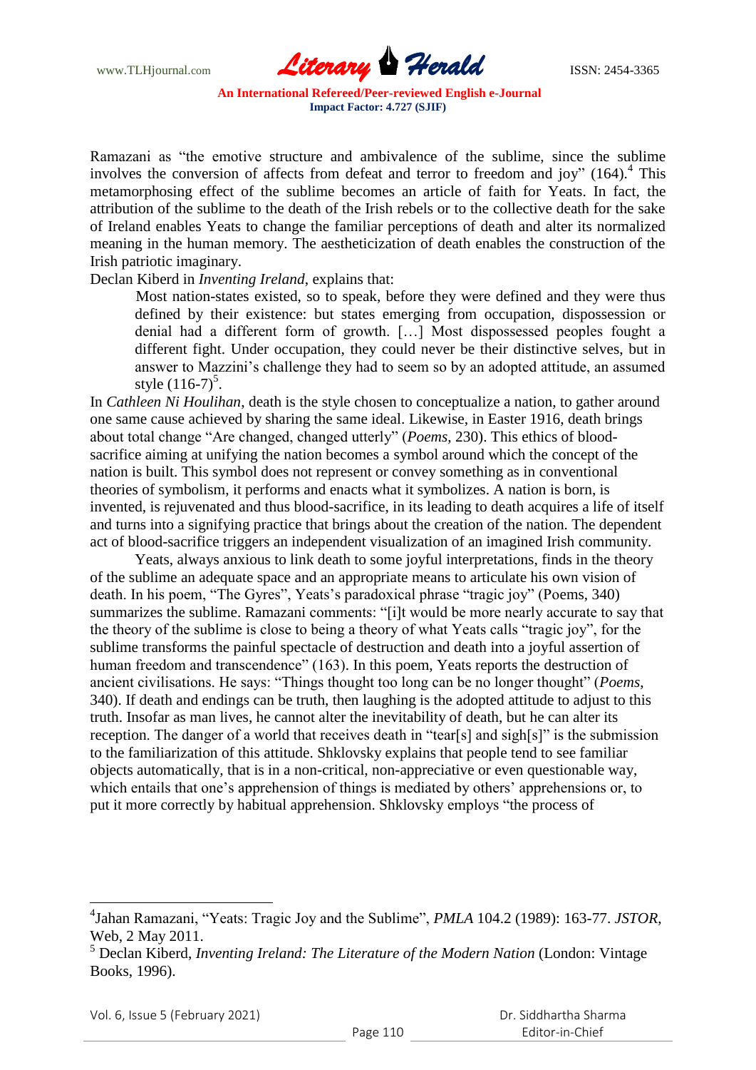Ramazani as "the emotive structure and ambivalence of the sublime, since the sublime involves the conversion of affects from defeat and terror to freedom and joy" (164).[4] This metamorphosing effect of the sublime becomes an article of faith for Yeats. In fact, the attribution of the sublime to the death of the Irish rebels or to the collective death for the sake of Ireland enables Yeats to change the familiar perceptions of death and alter its normalized meaning in the human memory. The aestheticization of death enables the construction of the Irish patriotic imaginary.

Declan Kiberd in *Inventing Ireland*, explains that:

> Most nation-states existed, so to speak, before they were defined and they were thus defined by their existence: but states emerging from occupation, dispossession or denial had a different form of growth. […] Most dispossessed peoples fought a different fight. Under occupation, they could never be their distinctive selves, but in answer to Mazzini's challenge they had to seem so by an adopted attitude, an assumed style (116-7)[5].

In *Cathleen Ni Houlihan*, death is the style chosen to conceptualize a nation, to gather around one same cause achieved by sharing the same ideal. Likewise, in Easter 1916, death brings about total change "Are changed, changed utterly" (*Poems*, 230). This ethics of blood-sacrifice aiming at unifying the nation becomes a symbol around which the concept of the nation is built. This symbol does not represent or convey something as in conventional theories of symbolism, it performs and enacts what it symbolizes. A nation is born, is invented, is rejuvenated and thus blood-sacrifice, in its leading to death acquires a life of itself and turns into a signifying practice that brings about the creation of the nation. The dependent act of blood-sacrifice triggers an independent visualization of an imagined Irish community.

Yeats, always anxious to link death to some joyful interpretations, finds in the theory of the sublime an adequate space and an appropriate means to articulate his own vision of death. In his poem, "The Gyres", Yeats's paradoxical phrase "tragic joy" (Poems, 340) summarizes the sublime. Ramazani comments: "[i]t would be more nearly accurate to say that the theory of the sublime is close to being a theory of what Yeats calls "tragic joy", for the sublime transforms the painful spectacle of destruction and death into a joyful assertion of human freedom and transcendence" (163). In this poem, Yeats reports the destruction of ancient civilisations. He says: "Things thought too long can be no longer thought" (*Poems*, 340). If death and endings can be truth, then laughing is the adopted attitude to adjust to this truth. Insofar as man lives, he cannot alter the inevitability of death, but he can alter its reception. The danger of a world that receives death in "tear[s] and sigh[s]" is the submission to the familiarization of this attitude. Shklovsky explains that people tend to see familiar objects automatically, that is in a non-critical, non-appreciative or even questionable way, which entails that one's apprehension of things is mediated by others' apprehensions or, to put it more correctly by habitual apprehension. Shklovsky employs "the process of

---

[4] Jahan Ramazani, "Yeats: Tragic Joy and the Sublime", *PMLA* 104.2 (1989): 163-77. *JSTOR*, Web, 2 May 2011.

[5] Declan Kiberd, *Inventing Ireland: The Literature of the Modern Nation* (London: Vintage Books, 1996).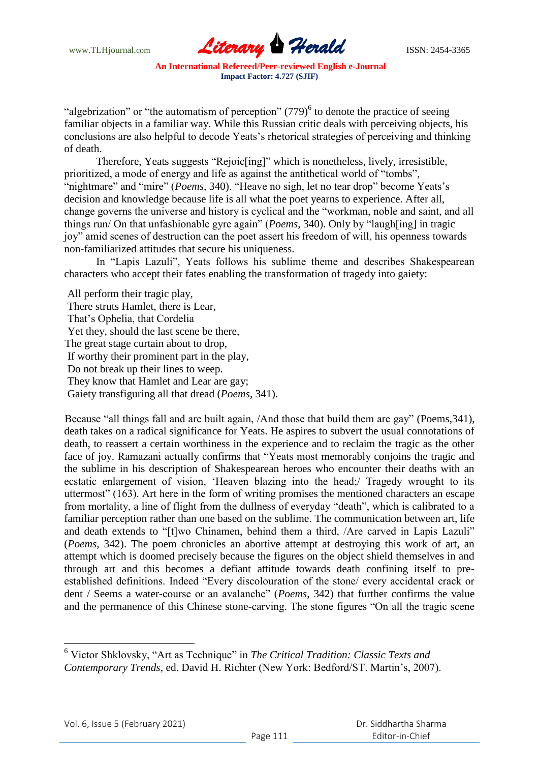"algebrization" or "the automatism of perception" (779)[6] to denote the practice of seeing familiar objects in a familiar way. While this Russian critic deals with perceiving objects, his conclusions are also helpful to decode Yeats's rhetorical strategies of perceiving and thinking of death.

Therefore, Yeats suggests "Rejoic[ing]" which is nonetheless, lively, irresistible, prioritized, a mode of energy and life as against the antithetical world of "tombs", "nightmare" and "mire" (*Poems*, 340). "Heave no sigh, let no tear drop" become Yeats's decision and knowledge because life is all what the poet yearns to experience. After all, change governs the universe and history is cyclical and the "workman, noble and saint, and all things run/ On that unfashionable gyre again" (*Poems*, 340). Only by "laugh[ing] in tragic joy" amid scenes of destruction can the poet assert his freedom of will, his openness towards non-familiarized attitudes that secure his uniqueness.

In "Lapis Lazuli", Yeats follows his sublime theme and describes Shakespearean characters who accept their fates enabling the transformation of tragedy into gaiety:

All perform their tragic play,  
There struts Hamlet, there is Lear,  
That's Ophelia, that Cordelia  
Yet they, should the last scene be there,  
The great stage curtain about to drop,  
If worthy their prominent part in the play,  
Do not break up their lines to weep.  
They know that Hamlet and Lear are gay;  
Gaiety transfiguring all that dread (*Poems*, 341).

Because "all things fall and are built again, /And those that build them are gay" (Poems,341), death takes on a radical significance for Yeats. He aspires to subvert the usual connotations of death, to reassert a certain worthiness in the experience and to reclaim the tragic as the other face of joy. Ramazani actually confirms that "Yeats most memorably conjoins the tragic and the sublime in his description of Shakespearean heroes who encounter their deaths with an ecstatic enlargement of vision, 'Heaven blazing into the head;/ Tragedy wrought to its uttermost" (163). Art here in the form of writing promises the mentioned characters an escape from mortality, a line of flight from the dullness of everyday "death", which is calibrated to a familiar perception rather than one based on the sublime. The communication between art, life and death extends to "[t]wo Chinamen, behind them a third, /Are carved in Lapis Lazuli" (*Poems*, 342). The poem chronicles an abortive attempt at destroying this work of art, an attempt which is doomed precisely because the figures on the object shield themselves in and through art and this becomes a defiant attitude towards death confining itself to pre-established definitions. Indeed "Every discolouration of the stone/ every accidental crack or dent / Seems a water-course or an avalanche" (*Poems*, 342) that further confirms the value and the permanence of this Chinese stone-carving. The stone figures "On all the tragic scene

---

[6] Victor Shklovsky, "Art as Technique" in *The Critical Tradition: Classic Texts and Contemporary Trends*, ed. David H. Richter (New York: Bedford/ST. Martin's, 2007).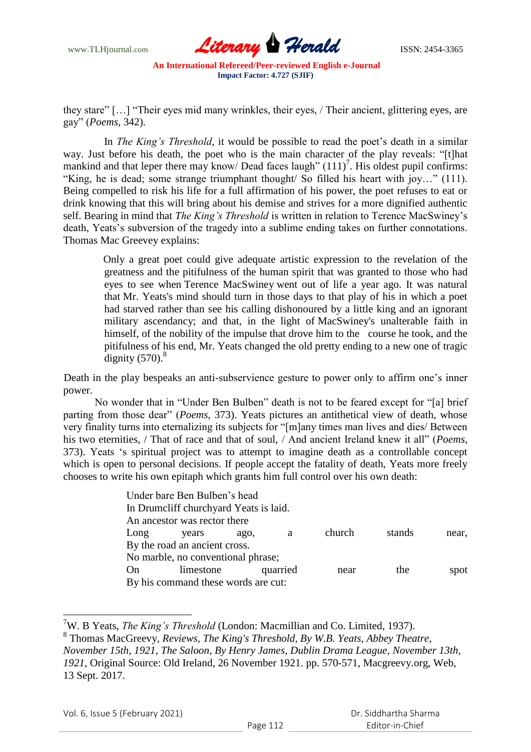they stare" […] "Their eyes mid many wrinkles, their eyes, / Their ancient, glittering eyes, are gay" (*Poems*, 342).

In *The King's Threshold*, it would be possible to read the poet's death in a similar way. Just before his death, the poet who is the main character of the play reveals: "[t]hat mankind and that leper there may know/ Dead faces laugh" (111)[7]. His oldest pupil confirms: "King, he is dead; some strange triumphant thought/ So filled his heart with joy…" (111). Being compelled to risk his life for a full affirmation of his power, the poet refuses to eat or drink knowing that this will bring about his demise and strives for a more dignified authentic self. Bearing in mind that *The King's Threshold* is written in relation to Terence MacSwiney's death, Yeats's subversion of the tragedy into a sublime ending takes on further connotations. Thomas Mac Greevey explains:

> Only a great poet could give adequate artistic expression to the revelation of the greatness and the pitifulness of the human spirit that was granted to those who had eyes to see when Terence MacSwiney went out of life a year ago. It was natural that Mr. Yeats's mind should turn in those days to that play of his in which a poet had starved rather than see his calling dishonoured by a little king and an ignorant military ascendancy; and that, in the light of MacSwiney's unalterable faith in himself, of the nobility of the impulse that drove him to the course he took, and the pitifulness of his end, Mr. Yeats changed the old pretty ending to a new one of tragic dignity (570).[8]

Death in the play bespeaks an anti-subservience gesture to power only to affirm one's inner power.

No wonder that in "Under Ben Bulben" death is not to be feared except for "[a] brief parting from those dear" (*Poems*, 373). Yeats pictures an antithetical view of death, whose very finality turns into eternalizing its subjects for "[m]any times man lives and dies/ Between his two eternities, / That of race and that of soul, / And ancient Ireland knew it all" (*Poems*, 373). Yeats 's spiritual project was to attempt to imagine death as a controllable concept which is open to personal decisions. If people accept the fatality of death, Yeats more freely chooses to write his own epitaph which grants him full control over his own death:

> Under bare Ben Bulben's head
> In Drumcliff churchyard Yeats is laid.
> An ancestor was rector there
> Long years ago, a church stands near,
> By the road an ancient cross.
> No marble, no conventional phrase;
> On limestone quarried near the spot
> By his command these words are cut:

---

[7] W. B Yeats, *The King's Threshold* (London: Macmillian and Co. Limited, 1937).

[8] Thomas MacGreevy, *Reviews, The King's Threshold, By W.B. Yeats, Abbey Theatre, November 15th, 1921, The Saloon, By Henry James, Dublin Drama League, November 13th, 1921*, Original Source: Old Ireland, 26 November 1921. pp. 570-571, Macgreevy.org, Web, 13 Sept. 2017.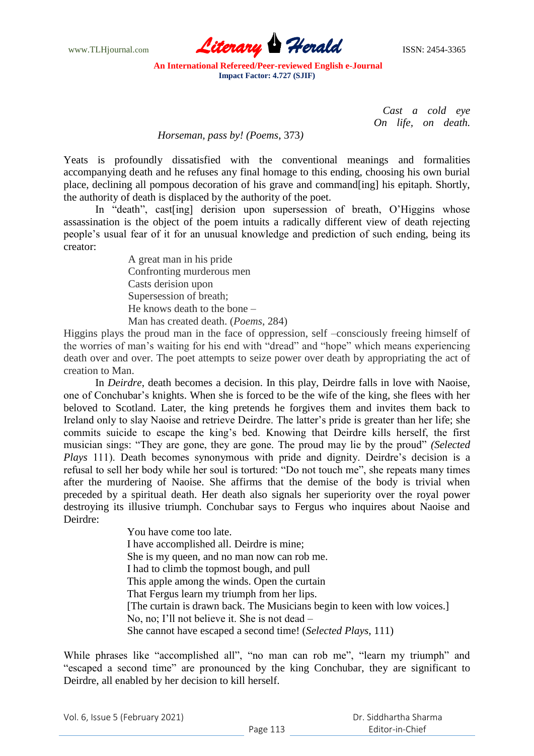*Cast a cold eye*  
*On life, on death.*

*Horseman, pass by! (Poems*, 373*)*

Yeats is profoundly dissatisfied with the conventional meanings and formalities accompanying death and he refuses any final homage to this ending, choosing his own burial place, declining all pompous decoration of his grave and command[ing] his epitaph. Shortly, the authority of death is displaced by the authority of the poet.

In "death", cast[ing] derision upon supersession of breath, O'Higgins whose assassination is the object of the poem intuits a radically different view of death rejecting people's usual fear of it for an unusual knowledge and prediction of such ending, being its creator:

> A great man in his pride  
> Confronting murderous men  
> Casts derision upon  
> Supersession of breath;  
> He knows death to the bone –  
> Man has created death. (*Poems*, 284)

Higgins plays the proud man in the face of oppression, self –consciously freeing himself of the worries of man's waiting for his end with "dread" and "hope" which means experiencing death over and over. The poet attempts to seize power over death by appropriating the act of creation to Man.

In *Deirdre*, death becomes a decision. In this play, Deirdre falls in love with Naoise, one of Conchubar's knights. When she is forced to be the wife of the king, she flees with her beloved to Scotland. Later, the king pretends he forgives them and invites them back to Ireland only to slay Naoise and retrieve Deirdre. The latter's pride is greater than her life; she commits suicide to escape the king's bed. Knowing that Deirdre kills herself, the first musician sings: "They are gone, they are gone. The proud may lie by the proud" *(Selected Plays* 111). Death becomes synonymous with pride and dignity. Deirdre's decision is a refusal to sell her body while her soul is tortured: "Do not touch me", she repeats many times after the murdering of Naoise. She affirms that the demise of the body is trivial when preceded by a spiritual death. Her death also signals her superiority over the royal power destroying its illusive triumph. Conchubar says to Fergus who inquires about Naoise and Deirdre:

> You have come too late.  
> I have accomplished all. Deirdre is mine;  
> She is my queen, and no man now can rob me.  
> I had to climb the topmost bough, and pull  
> This apple among the winds. Open the curtain  
> That Fergus learn my triumph from her lips.  
> [The curtain is drawn back. The Musicians begin to keen with low voices.]  
> No, no; I'll not believe it. She is not dead –  
> She cannot have escaped a second time! (*Selected Plays*, 111)

While phrases like "accomplished all", "no man can rob me", "learn my triumph" and "escaped a second time" are pronounced by the king Conchubar, they are significant to Deirdre, all enabled by her decision to kill herself.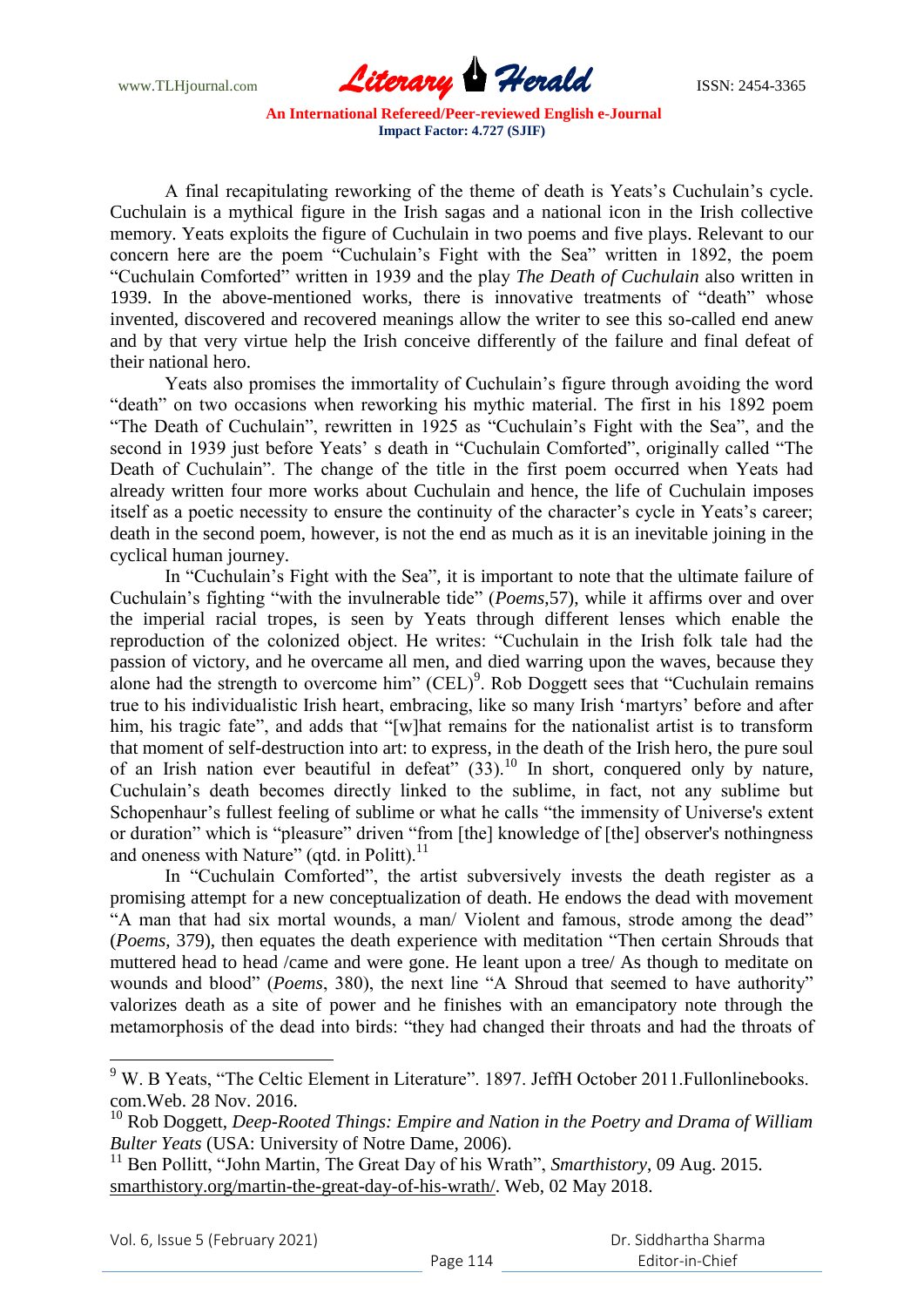A final recapitulating reworking of the theme of death is Yeats's Cuchulain's cycle. Cuchulain is a mythical figure in the Irish sagas and a national icon in the Irish collective memory. Yeats exploits the figure of Cuchulain in two poems and five plays. Relevant to our concern here are the poem "Cuchulain's Fight with the Sea" written in 1892, the poem "Cuchulain Comforted" written in 1939 and the play *The Death of Cuchulain* also written in 1939. In the above-mentioned works, there is innovative treatments of "death" whose invented, discovered and recovered meanings allow the writer to see this so-called end anew and by that very virtue help the Irish conceive differently of the failure and final defeat of their national hero.

Yeats also promises the immortality of Cuchulain's figure through avoiding the word "death" on two occasions when reworking his mythic material. The first in his 1892 poem "The Death of Cuchulain", rewritten in 1925 as "Cuchulain's Fight with the Sea", and the second in 1939 just before Yeats' s death in "Cuchulain Comforted", originally called "The Death of Cuchulain". The change of the title in the first poem occurred when Yeats had already written four more works about Cuchulain and hence, the life of Cuchulain imposes itself as a poetic necessity to ensure the continuity of the character's cycle in Yeats's career; death in the second poem, however, is not the end as much as it is an inevitable joining in the cyclical human journey.

In "Cuchulain's Fight with the Sea", it is important to note that the ultimate failure of Cuchulain's fighting "with the invulnerable tide" (*Poems*,57), while it affirms over and over the imperial racial tropes, is seen by Yeats through different lenses which enable the reproduction of the colonized object. He writes: "Cuchulain in the Irish folk tale had the passion of victory, and he overcame all men, and died warring upon the waves, because they alone had the strength to overcome him" (CEL)[9]. Rob Doggett sees that "Cuchulain remains true to his individualistic Irish heart, embracing, like so many Irish 'martyrs' before and after him, his tragic fate", and adds that "[w]hat remains for the nationalist artist is to transform that moment of self-destruction into art: to express, in the death of the Irish hero, the pure soul of an Irish nation ever beautiful in defeat" (33).[10] In short, conquered only by nature, Cuchulain's death becomes directly linked to the sublime, in fact, not any sublime but Schopenhaur's fullest feeling of sublime or what he calls "the immensity of Universe's extent or duration" which is "pleasure" driven "from [the] knowledge of [the] observer's nothingness and oneness with Nature" (qtd. in Politt).[11]

In "Cuchulain Comforted", the artist subversively invests the death register as a promising attempt for a new conceptualization of death. He endows the dead with movement "A man that had six mortal wounds, a man/ Violent and famous, strode among the dead" (*Poems*, 379), then equates the death experience with meditation "Then certain Shrouds that muttered head to head /came and were gone. He leant upon a tree/ As though to meditate on wounds and blood" (*Poems*, 380), the next line "A Shroud that seemed to have authority" valorizes death as a site of power and he finishes with an emancipatory note through the metamorphosis of the dead into birds: "they had changed their throats and had the throats of

---

[9] W. B Yeats, "The Celtic Element in Literature". 1897. JeffH October 2011.Fullonlinebooks. com.Web. 28 Nov. 2016.

[10] Rob Doggett, *Deep-Rooted Things: Empire and Nation in the Poetry and Drama of William Bulter Yeats* (USA: University of Notre Dame, 2006).

[11] Ben Pollitt, "John Martin, The Great Day of his Wrath", *Smarthistory*, 09 Aug. 2015. smarthistory.org/martin-the-great-day-of-his-wrath/. Web, 02 May 2018.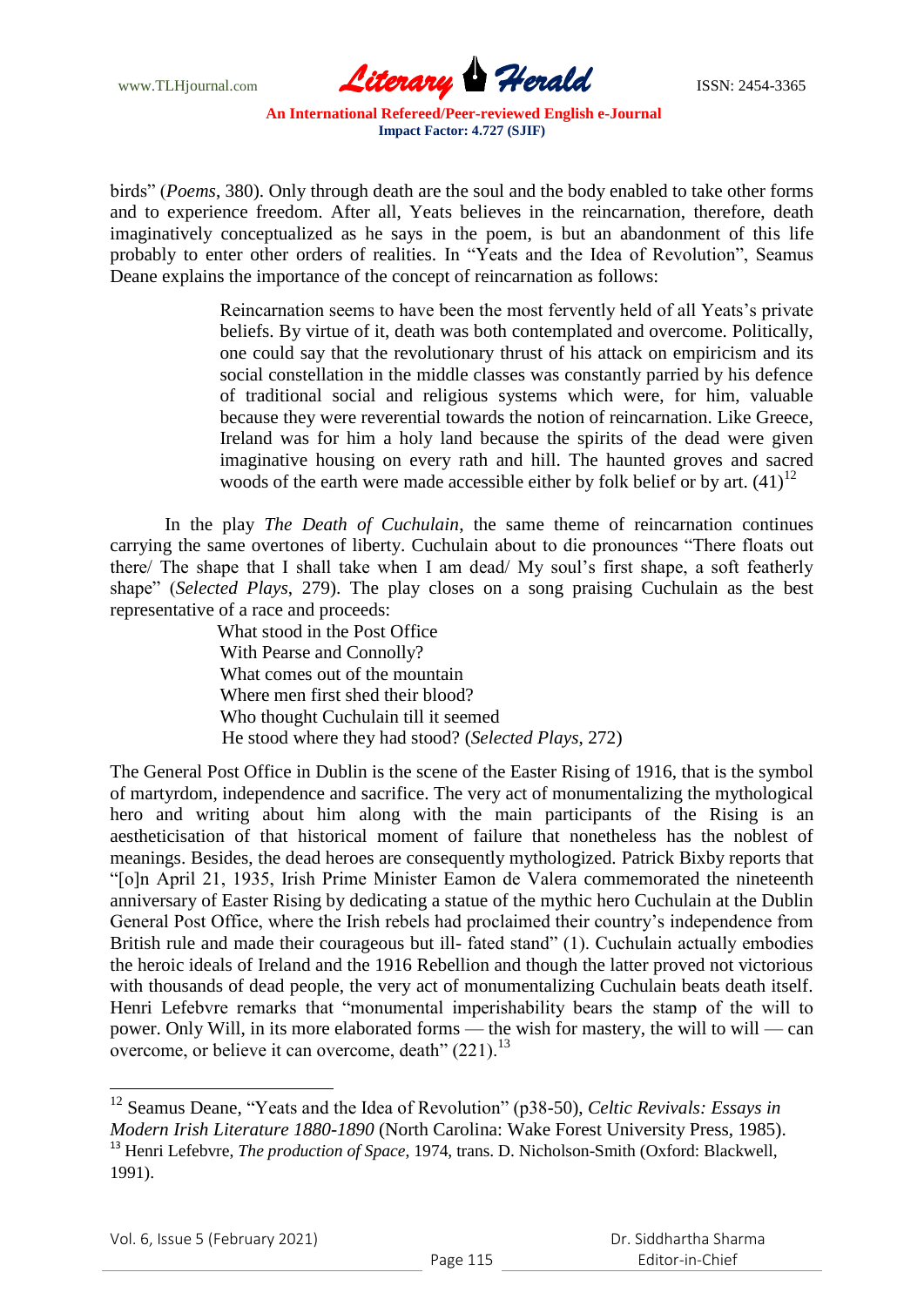birds" (*Poems*, 380). Only through death are the soul and the body enabled to take other forms and to experience freedom. After all, Yeats believes in the reincarnation, therefore, death imaginatively conceptualized as he says in the poem, is but an abandonment of this life probably to enter other orders of realities. In "Yeats and the Idea of Revolution", Seamus Deane explains the importance of the concept of reincarnation as follows:

> Reincarnation seems to have been the most fervently held of all Yeats's private beliefs. By virtue of it, death was both contemplated and overcome. Politically, one could say that the revolutionary thrust of his attack on empiricism and its social constellation in the middle classes was constantly parried by his defence of traditional social and religious systems which were, for him, valuable because they were reverential towards the notion of reincarnation. Like Greece, Ireland was for him a holy land because the spirits of the dead were given imaginative housing on every rath and hill. The haunted groves and sacred woods of the earth were made accessible either by folk belief or by art. (41)[12]

In the play *The Death of Cuchulain*, the same theme of reincarnation continues carrying the same overtones of liberty. Cuchulain about to die pronounces "There floats out there/ The shape that I shall take when I am dead/ My soul's first shape, a soft featherly shape" (*Selected Plays*, 279). The play closes on a song praising Cuchulain as the best representative of a race and proceeds:

> What stood in the Post Office  
> With Pearse and Connolly?  
> What comes out of the mountain  
> Where men first shed their blood?  
> Who thought Cuchulain till it seemed  
> He stood where they had stood? (*Selected Plays*, 272)

The General Post Office in Dublin is the scene of the Easter Rising of 1916, that is the symbol of martyrdom, independence and sacrifice. The very act of monumentalizing the mythological hero and writing about him along with the main participants of the Rising is an aestheticisation of that historical moment of failure that nonetheless has the noblest of meanings. Besides, the dead heroes are consequently mythologized. Patrick Bixby reports that "[o]n April 21, 1935, Irish Prime Minister Eamon de Valera commemorated the nineteenth anniversary of Easter Rising by dedicating a statue of the mythic hero Cuchulain at the Dublin General Post Office, where the Irish rebels had proclaimed their country's independence from British rule and made their courageous but ill- fated stand" (1). Cuchulain actually embodies the heroic ideals of Ireland and the 1916 Rebellion and though the latter proved not victorious with thousands of dead people, the very act of monumentalizing Cuchulain beats death itself. Henri Lefebvre remarks that "monumental imperishability bears the stamp of the will to power. Only Will, in its more elaborated forms — the wish for mastery, the will to will — can overcome, or believe it can overcome, death" (221).[13]

---

[12] Seamus Deane, "Yeats and the Idea of Revolution" (p38-50), *Celtic Revivals: Essays in Modern Irish Literature 1880-1890* (North Carolina: Wake Forest University Press, 1985).

[13] Henri Lefebvre, *The production of Space*, 1974, trans. D. Nicholson-Smith (Oxford: Blackwell, 1991).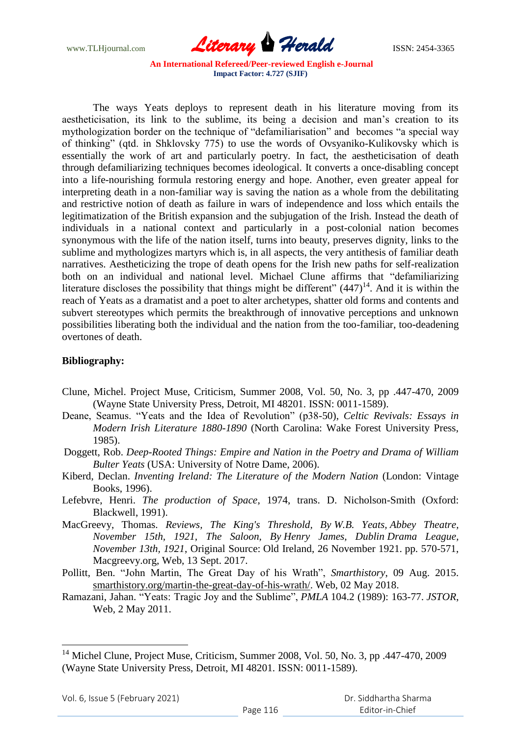The ways Yeats deploys to represent death in his literature moving from its aestheticisation, its link to the sublime, its being a decision and man's creation to its mythologization border on the technique of "defamiliarisation" and becomes "a special way of thinking" (qtd. in Shklovsky 775) to use the words of Ovsyaniko-Kulikovsky which is essentially the work of art and particularly poetry. In fact, the aestheticisation of death through defamiliarizing techniques becomes ideological. It converts a once-disabling concept into a life-nourishing formula restoring energy and hope. Another, even greater appeal for interpreting death in a non-familiar way is saving the nation as a whole from the debilitating and restrictive notion of death as failure in wars of independence and loss which entails the legitimatization of the British expansion and the subjugation of the Irish. Instead the death of individuals in a national context and particularly in a post-colonial nation becomes synonymous with the life of the nation itself, turns into beauty, preserves dignity, links to the sublime and mythologizes martyrs which is, in all aspects, the very antithesis of familiar death narratives. Aestheticizing the trope of death opens for the Irish new paths for self-realization both on an individual and national level. Michael Clune affirms that "defamiliarizing literature discloses the possibility that things might be different" (447)[14]. And it is within the reach of Yeats as a dramatist and a poet to alter archetypes, shatter old forms and contents and subvert stereotypes which permits the breakthrough of innovative perceptions and unknown possibilities liberating both the individual and the nation from the too-familiar, too-deadening overtones of death.

**Bibliography:**

Clune, Michel. Project Muse, Criticism, Summer 2008, Vol. 50, No. 3, pp .447-470, 2009 (Wayne State University Press, Detroit, MI 48201. ISSN: 0011-1589).

Deane, Seamus. "Yeats and the Idea of Revolution" (p38-50), *Celtic Revivals: Essays in Modern Irish Literature 1880-1890* (North Carolina: Wake Forest University Press, 1985).

Doggett, Rob. *Deep-Rooted Things: Empire and Nation in the Poetry and Drama of William Bulter Yeats* (USA: University of Notre Dame, 2006).

Kiberd, Declan. *Inventing Ireland: The Literature of the Modern Nation* (London: Vintage Books, 1996).

Lefebvre, Henri. *The production of Space*, 1974, trans. D. Nicholson-Smith (Oxford: Blackwell, 1991).

MacGreevy, Thomas. *Reviews, The King's Threshold, By W.B. Yeats, Abbey Theatre, November 15th, 1921, The Saloon, By Henry James, Dublin Drama League, November 13th, 1921,* Original Source: Old Ireland, 26 November 1921. pp. 570-571, Macgreevy.org, Web, 13 Sept. 2017.

Pollitt, Ben. "John Martin, The Great Day of his Wrath", *Smarthistory*, 09 Aug. 2015. smarthistory.org/martin-the-great-day-of-his-wrath/. Web, 02 May 2018.

Ramazani, Jahan. "Yeats: Tragic Joy and the Sublime", *PMLA* 104.2 (1989): 163-77. *JSTOR*, Web, 2 May 2011.

---

[14] Michel Clune, Project Muse, Criticism, Summer 2008, Vol. 50, No. 3, pp .447-470, 2009 (Wayne State University Press, Detroit, MI 48201. ISSN: 0011-1589).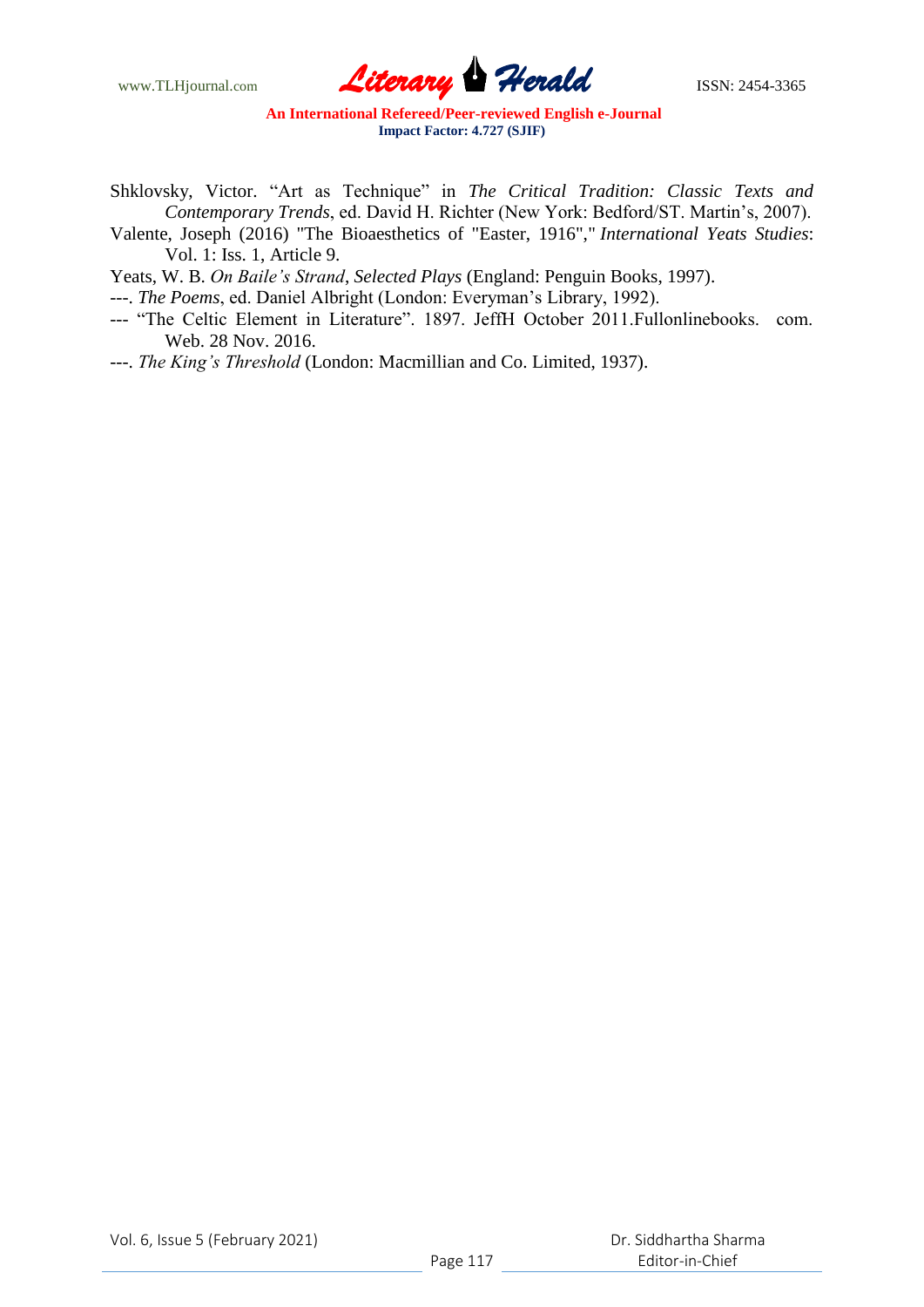Shklovsky, Victor. "Art as Technique" in *The Critical Tradition: Classic Texts and Contemporary Trends*, ed. David H. Richter (New York: Bedford/ST. Martin's, 2007).

Valente, Joseph (2016) "The Bioaesthetics of "Easter, 1916"," *International Yeats Studies*: Vol. 1: Iss. 1, Article 9.

Yeats, W. B. *On Baile's Strand*, *Selected Plays* (England: Penguin Books, 1997).

---. *The Poems*, ed. Daniel Albright (London: Everyman's Library, 1992).

--- "The Celtic Element in Literature". 1897. JeffH October 2011.Fullonlinebooks. com. Web. 28 Nov. 2016.

---. *The King's Threshold* (London: Macmillian and Co. Limited, 1937).